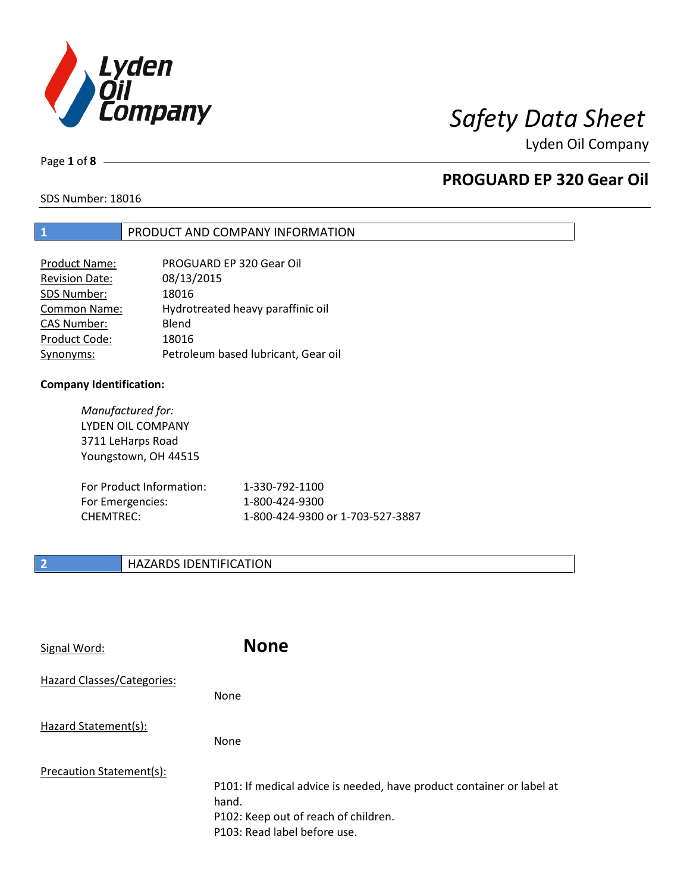# Safety Data Sheet

Lyden Oil Company

## PROGUARD EP 320 Gear Oil

SDS Number: 18016

## 1 PRODUCT AND COMPANY INFORMATION

| | |
|---|---|
| Product Name: | PROGUARD EP 320 Gear Oil |
| Revision Date: | 08/13/2015 |
| SDS Number: | 18016 |
| Common Name: | Hydrotreated heavy paraffinic oil |
| CAS Number: | Blend |
| Product Code: | 18016 |
| Synonyms: | Petroleum based lubricant, Gear oil |

**Company Identification:**

*Manufactured for:*
LYDEN OIL COMPANY
3711 LeHarps Road
Youngstown, OH 44515

| | |
|---|---|
| For Product Information: | 1-330-792-1100 |
| For Emergencies: | 1-800-424-9300 |
| CHEMTREC: | 1-800-424-9300 or 1-703-527-3887 |

## 2 HAZARDS IDENTIFICATION

Signal Word: **None**

Hazard Classes/Categories:

None

Hazard Statement(s):

None

Precaution Statement(s):

P101: If medical advice is needed, have product container or label at hand.
P102: Keep out of reach of children.
P103: Read label before use.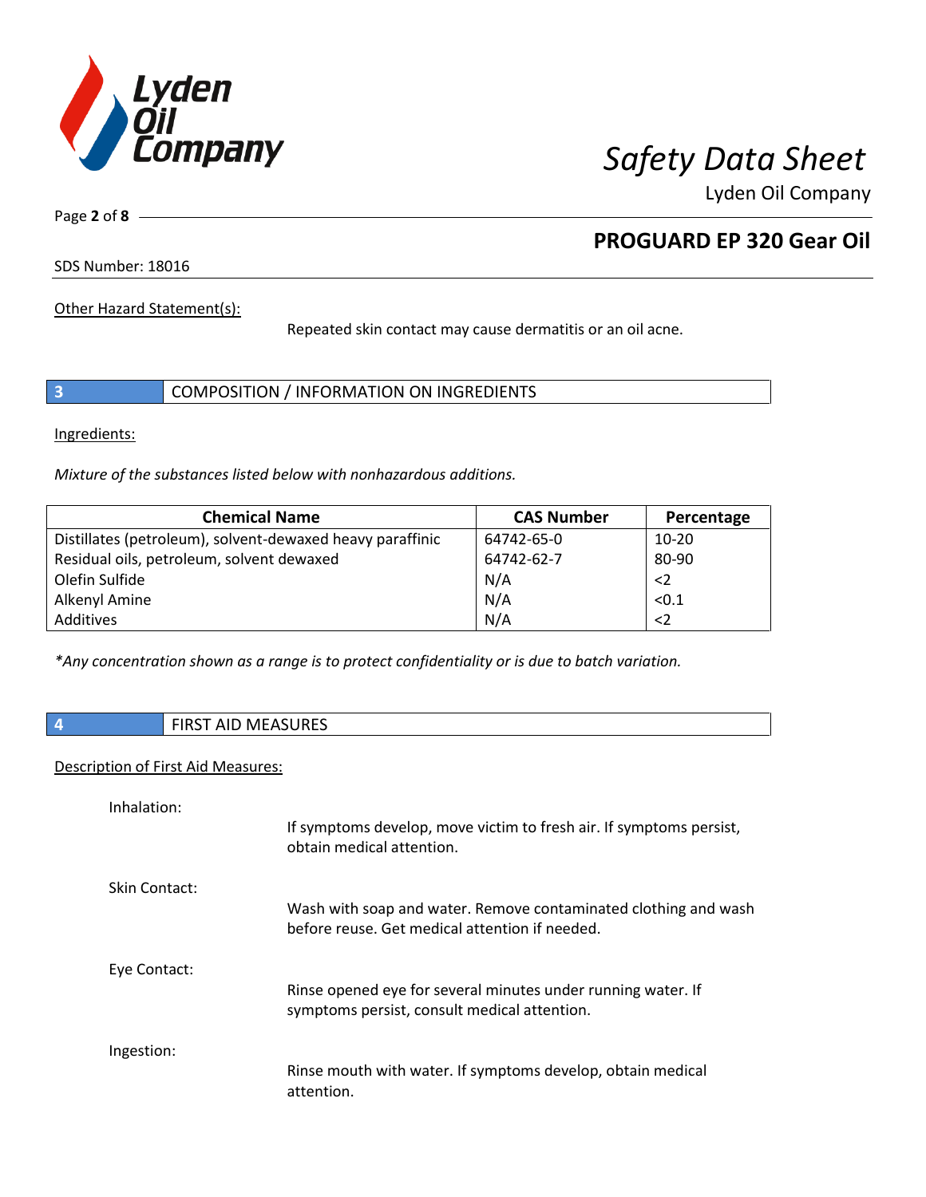Other Hazard Statement(s):

Repeated skin contact may cause dermatitis or an oil acne.

## 3 COMPOSITION / INFORMATION ON INGREDIENTS

Ingredients:

*Mixture of the substances listed below with nonhazardous additions.*

| Chemical Name | CAS Number | Percentage |
|---|---|---|
| Distillates (petroleum), solvent-dewaxed heavy paraffinic | 64742-65-0 | 10-20 |
| Residual oils, petroleum, solvent dewaxed | 64742-62-7 | 80-90 |
| Olefin Sulfide | N/A | <2 |
| Alkenyl Amine | N/A | <0.1 |
| Additives | N/A | <2 |

*\*Any concentration shown as a range is to protect confidentiality or is due to batch variation.*

## 4 FIRST AID MEASURES

Description of First Aid Measures:

Inhalation:

If symptoms develop, move victim to fresh air. If symptoms persist, obtain medical attention.

Skin Contact:

Wash with soap and water. Remove contaminated clothing and wash before reuse. Get medical attention if needed.

Eye Contact:

Rinse opened eye for several minutes under running water. If symptoms persist, consult medical attention.

Ingestion:

Rinse mouth with water. If symptoms develop, obtain medical attention.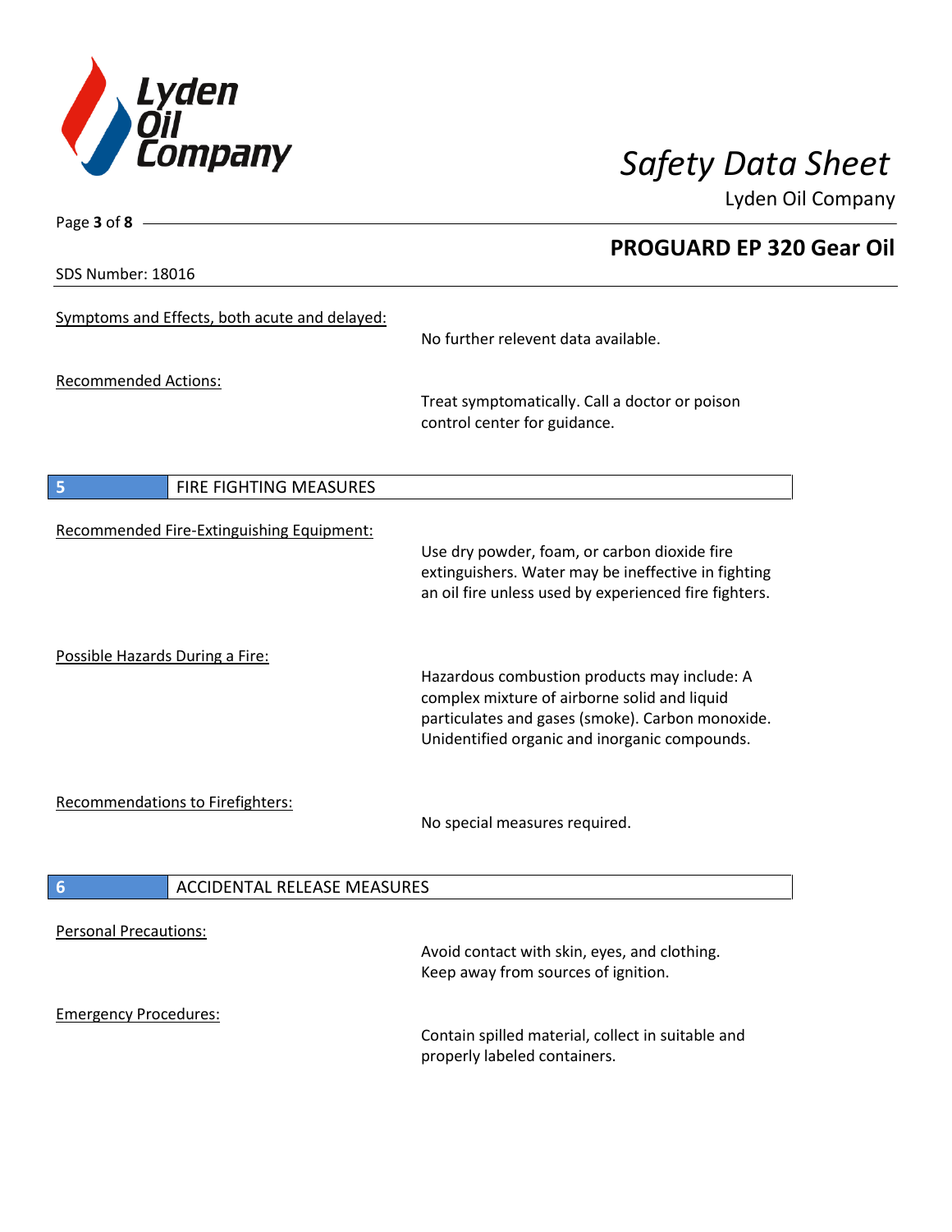Symptoms and Effects, both acute and delayed:

No further relevent data available.

Recommended Actions:

Treat symptomatically. Call a doctor or poison control center for guidance.

## 5 FIRE FIGHTING MEASURES

Recommended Fire-Extinguishing Equipment:

Use dry powder, foam, or carbon dioxide fire extinguishers. Water may be ineffective in fighting an oil fire unless used by experienced fire fighters.

Possible Hazards During a Fire:

Hazardous combustion products may include: A complex mixture of airborne solid and liquid particulates and gases (smoke). Carbon monoxide. Unidentified organic and inorganic compounds.

Recommendations to Firefighters:

No special measures required.

## 6 ACCIDENTAL RELEASE MEASURES

Personal Precautions:

Avoid contact with skin, eyes, and clothing. Keep away from sources of ignition.

Emergency Procedures:

Contain spilled material, collect in suitable and properly labeled containers.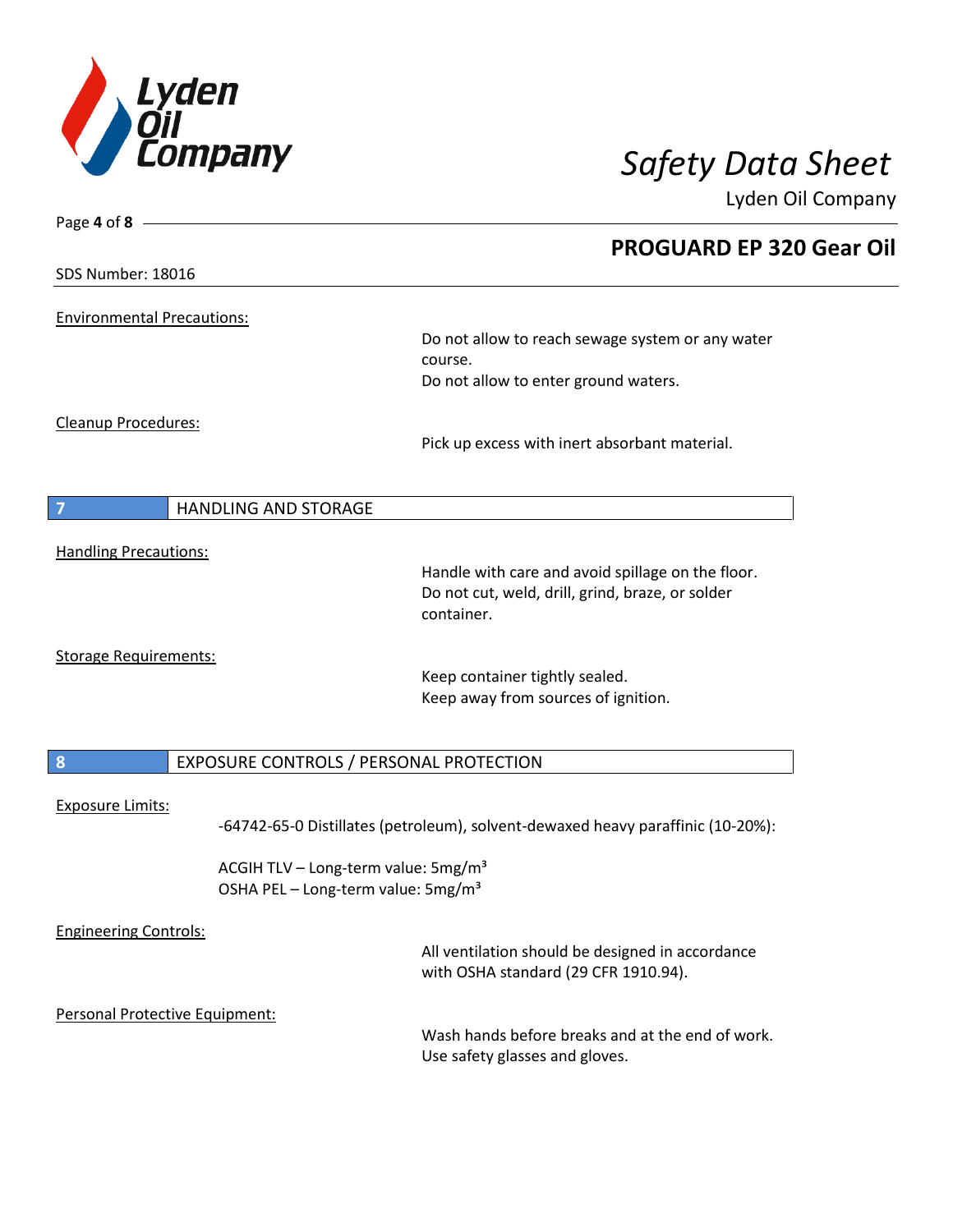SDS Number: 18016

Environmental Precautions:

Do not allow to reach sewage system or any water course.
Do not allow to enter ground waters.

Cleanup Procedures:

Pick up excess with inert absorbant material.

## 7 HANDLING AND STORAGE

Handling Precautions:

Handle with care and avoid spillage on the floor.
Do not cut, weld, drill, grind, braze, or solder container.

Storage Requirements:

Keep container tightly sealed.
Keep away from sources of ignition.

## 8 EXPOSURE CONTROLS / PERSONAL PROTECTION

Exposure Limits:

-64742-65-0 Distillates (petroleum), solvent-dewaxed heavy paraffinic (10-20%):

ACGIH TLV – Long-term value: 5mg/m³
OSHA PEL – Long-term value: 5mg/m³

Engineering Controls:

All ventilation should be designed in accordance with OSHA standard (29 CFR 1910.94).

Personal Protective Equipment:

Wash hands before breaks and at the end of work.
Use safety glasses and gloves.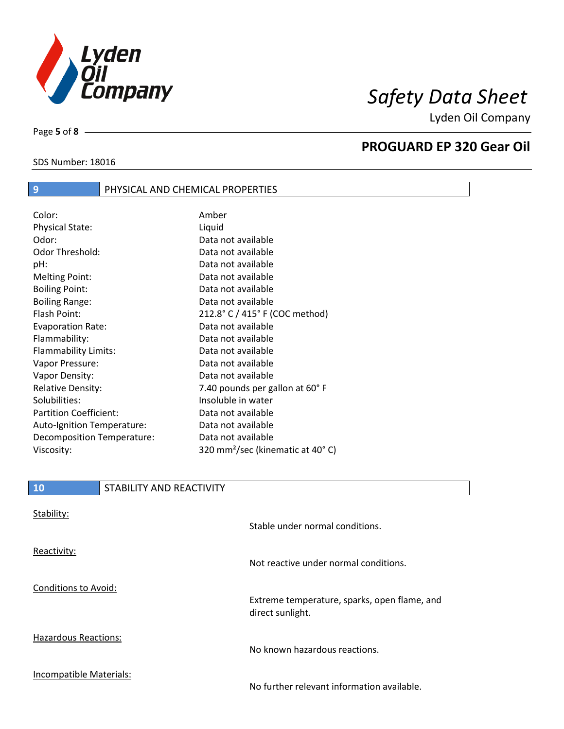## 9 PHYSICAL AND CHEMICAL PROPERTIES

| | |
|---|---|
| Color: | Amber |
| Physical State: | Liquid |
| Odor: | Data not available |
| Odor Threshold: | Data not available |
| pH: | Data not available |
| Melting Point: | Data not available |
| Boiling Point: | Data not available |
| Boiling Range: | Data not available |
| Flash Point: | 212.8° C / 415° F (COC method) |
| Evaporation Rate: | Data not available |
| Flammability: | Data not available |
| Flammability Limits: | Data not available |
| Vapor Pressure: | Data not available |
| Vapor Density: | Data not available |
| Relative Density: | 7.40 pounds per gallon at 60° F |
| Solubilities: | Insoluble in water |
| Partition Coefficient: | Data not available |
| Auto-Ignition Temperature: | Data not available |
| Decomposition Temperature: | Data not available |
| Viscosity: | 320 $mm^2$/sec (kinematic at 40° C) |

## 10 STABILITY AND REACTIVITY

Stability:

Stable under normal conditions.

Reactivity:

Not reactive under normal conditions.

Conditions to Avoid:

Extreme temperature, sparks, open flame, and direct sunlight.

Hazardous Reactions:

No known hazardous reactions.

Incompatible Materials:

No further relevant information available.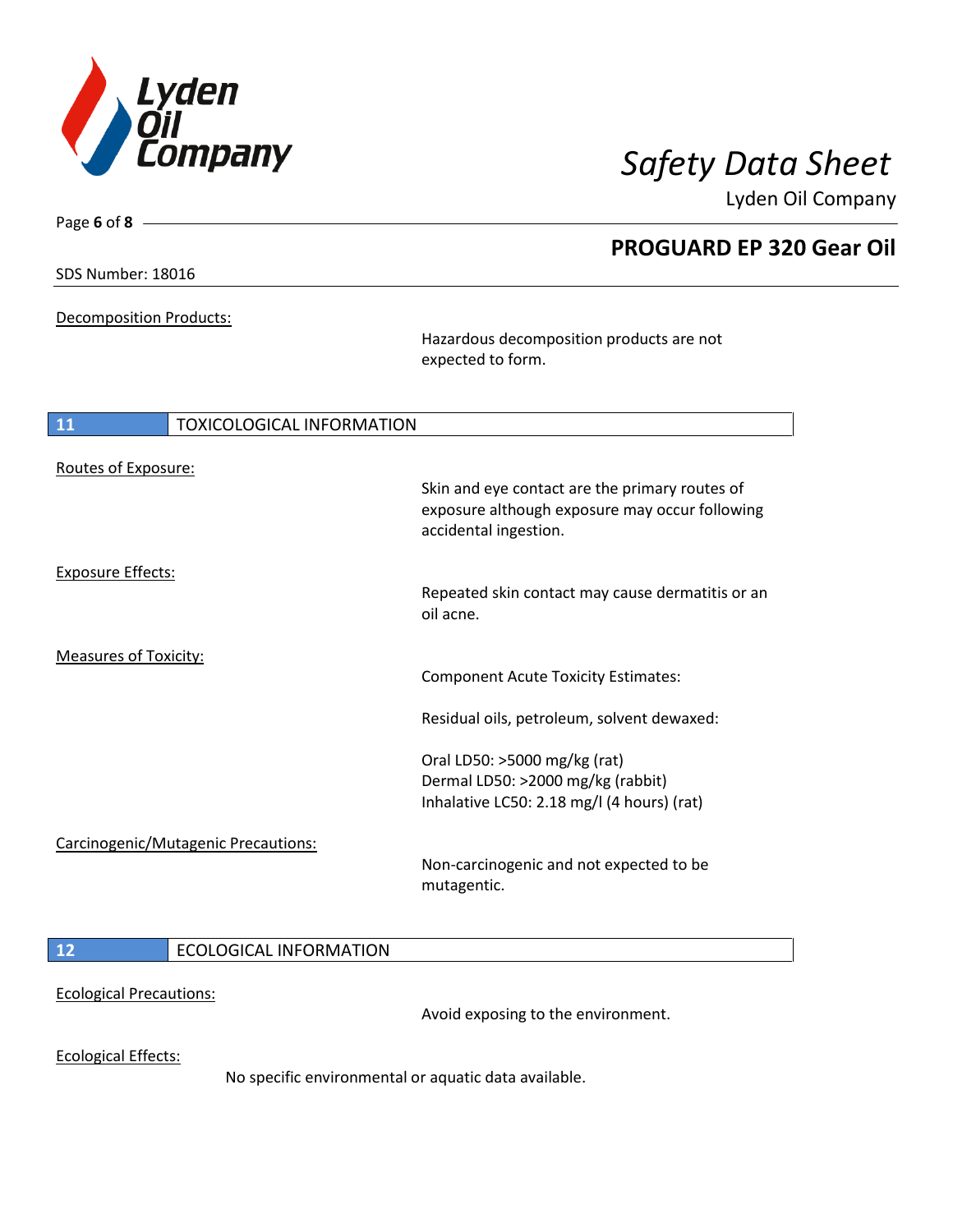Decomposition Products:

Hazardous decomposition products are not expected to form.

## 11 TOXICOLOGICAL INFORMATION

Routes of Exposure:

Skin and eye contact are the primary routes of exposure although exposure may occur following accidental ingestion.

Exposure Effects:

Repeated skin contact may cause dermatitis or an oil acne.

Measures of Toxicity:

Component Acute Toxicity Estimates:

Residual oils, petroleum, solvent dewaxed:

Oral LD50: >5000 mg/kg (rat)
Dermal LD50: >2000 mg/kg (rabbit)
Inhalative LC50: 2.18 mg/l (4 hours) (rat)

Carcinogenic/Mutagenic Precautions:

Non-carcinogenic and not expected to be mutagentic.

## 12 ECOLOGICAL INFORMATION

Ecological Precautions:

Avoid exposing to the environment.

Ecological Effects:

No specific environmental or aquatic data available.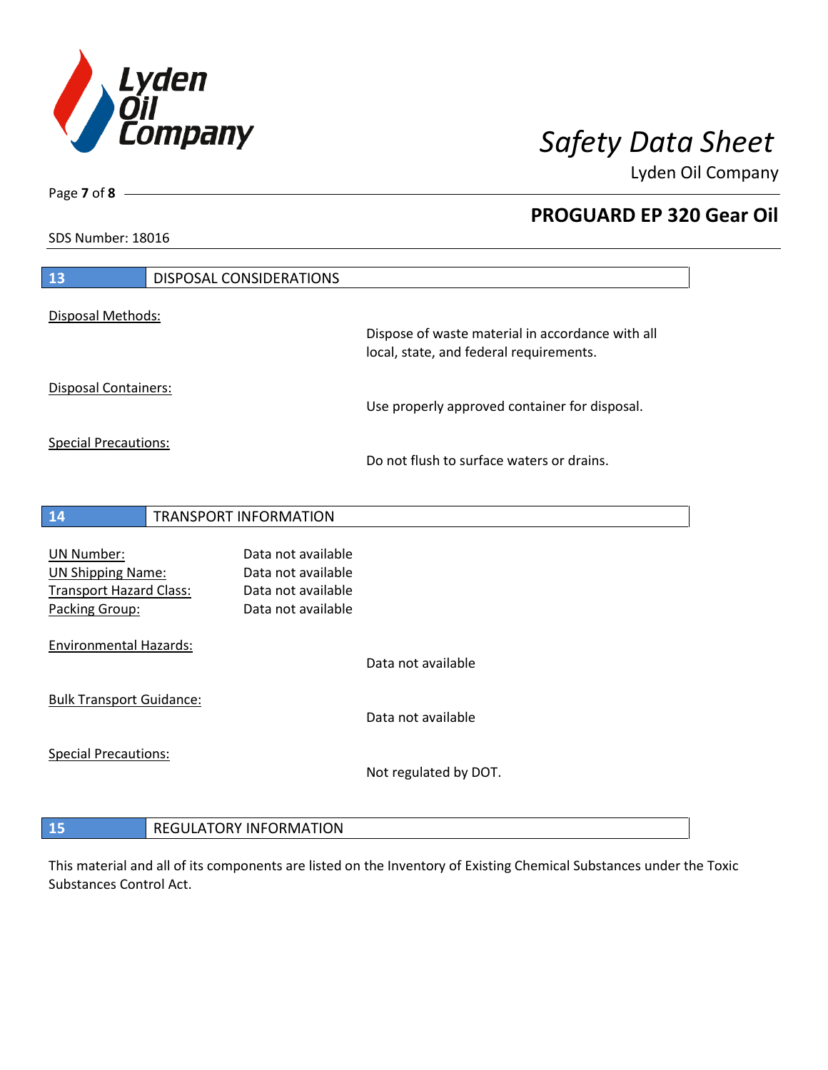## 13 DISPOSAL CONSIDERATIONS

Disposal Methods:

Dispose of waste material in accordance with all local, state, and federal requirements.

Disposal Containers:

Use properly approved container for disposal.

Special Precautions:

Do not flush to surface waters or drains.

## 14 TRANSPORT INFORMATION

| | |
|---|---|
| UN Number: | Data not available |
| UN Shipping Name: | Data not available |
| Transport Hazard Class: | Data not available |
| Packing Group: | Data not available |

Environmental Hazards:

Data not available

Bulk Transport Guidance:

Data not available

Special Precautions:

Not regulated by DOT.

## 15 REGULATORY INFORMATION

This material and all of its components are listed on the Inventory of Existing Chemical Substances under the Toxic Substances Control Act.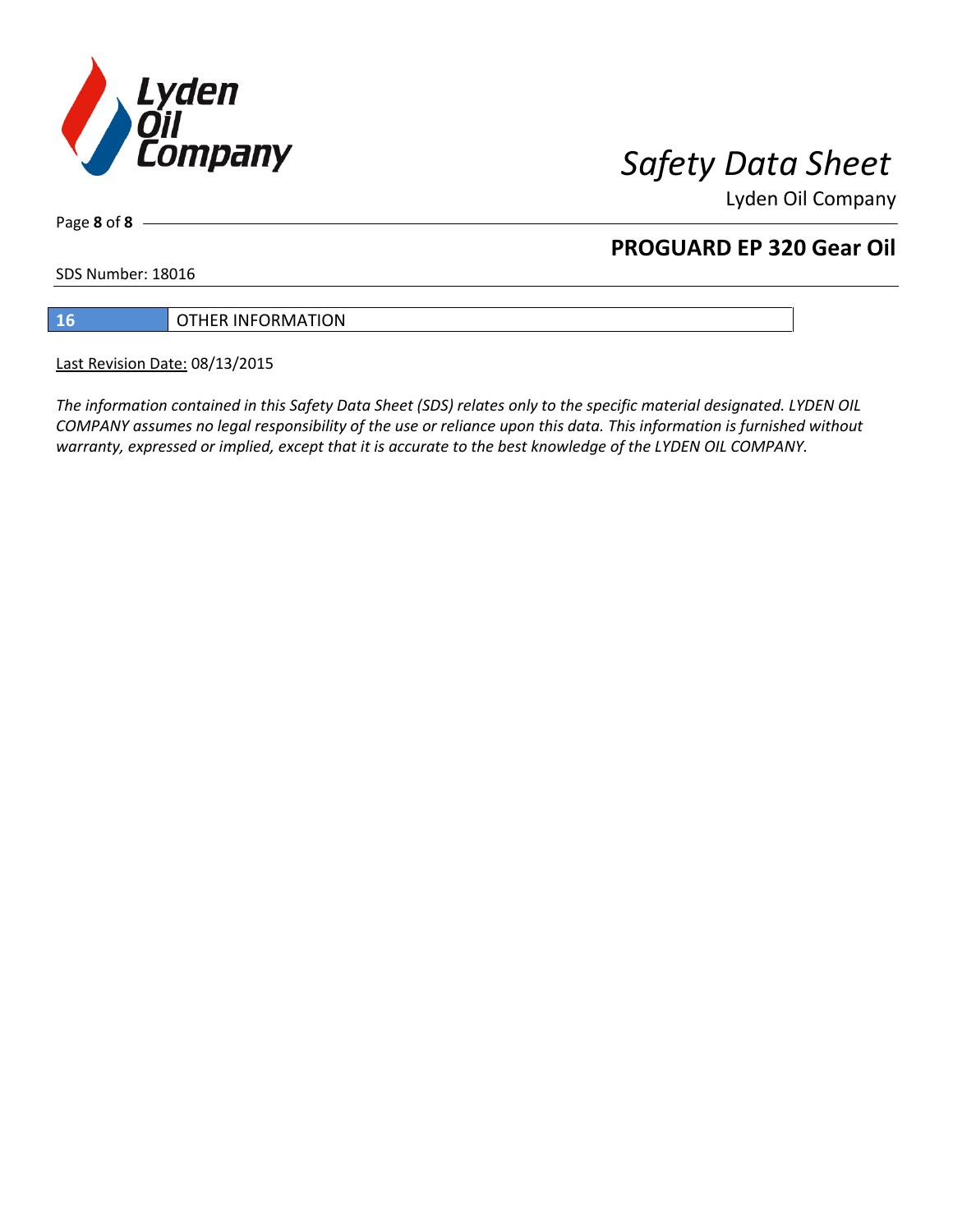## 16 OTHER INFORMATION

Last Revision Date: 08/13/2015

*The information contained in this Safety Data Sheet (SDS) relates only to the specific material designated. LYDEN OIL COMPANY assumes no legal responsibility of the use or reliance upon this data. This information is furnished without warranty, expressed or implied, except that it is accurate to the best knowledge of the LYDEN OIL COMPANY.*